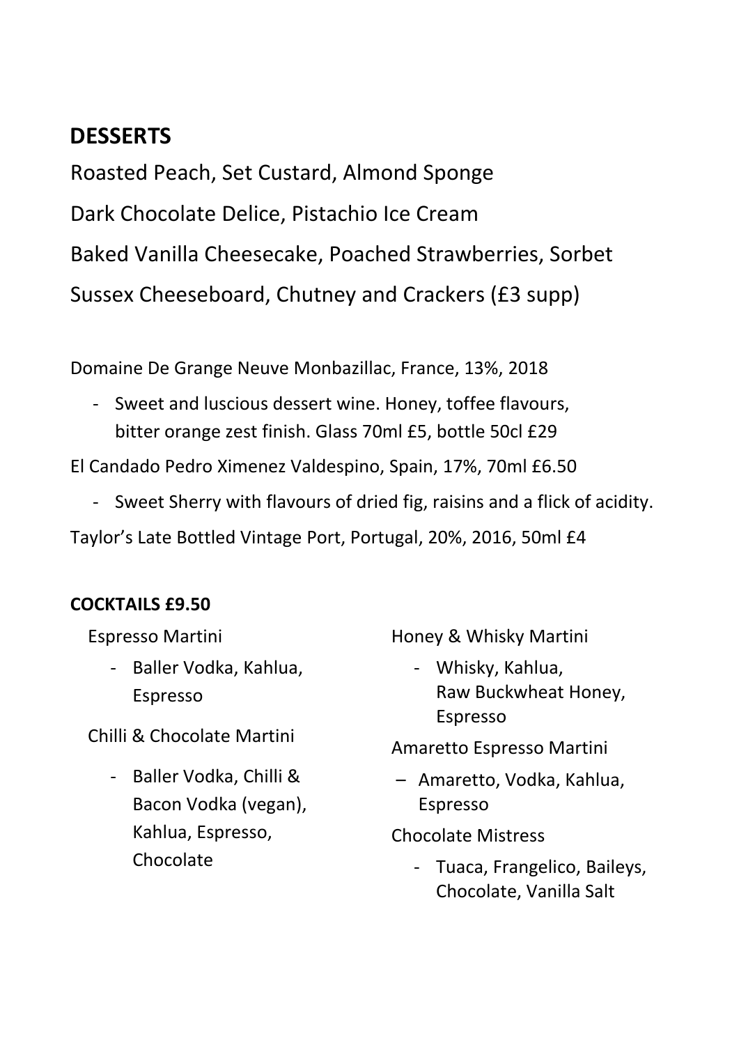## DESSERTS

Roasted Peach, Set Custard, Almond Sponge

Dark Chocolate Delice, Pistachio Ice Cream

Baked Vanilla Cheesecake, Poached Strawberries, Sorbet

Sussex Cheeseboard, Chutney and Crackers (£3 supp)

Domaine De Grange Neuve Monbazillac, France, 13%, 2018

- Sweet and luscious dessert wine. Honey, toffee flavours, bitter orange zest finish. Glass 70ml £5, bottle 50cl £29

El Candado Pedro Ximenez Valdespino, Spain, 17%, 70ml £6.50

- Sweet Sherry with flavours of dried fig, raisins and a flick of acidity.

Taylor's Late Bottled Vintage Port, Portugal, 20%, 2016, 50ml £4

**COCKTAILS £9.50**

Espresso Martini

- Baller Vodka, Kahlua, Espresso

Chilli & Chocolate Martini

- Baller Vodka, Chilli & Bacon Vodka (vegan), Kahlua, Espresso, Chocolate

Honey & Whisky Martini

- Whisky, Kahlua, Raw Buckwheat Honey, Espresso

Amaretto Espresso Martini

- Amaretto, Vodka, Kahlua, Espresso

Chocolate Mistress

- Tuaca, Frangelico, Baileys, Chocolate, Vanilla Salt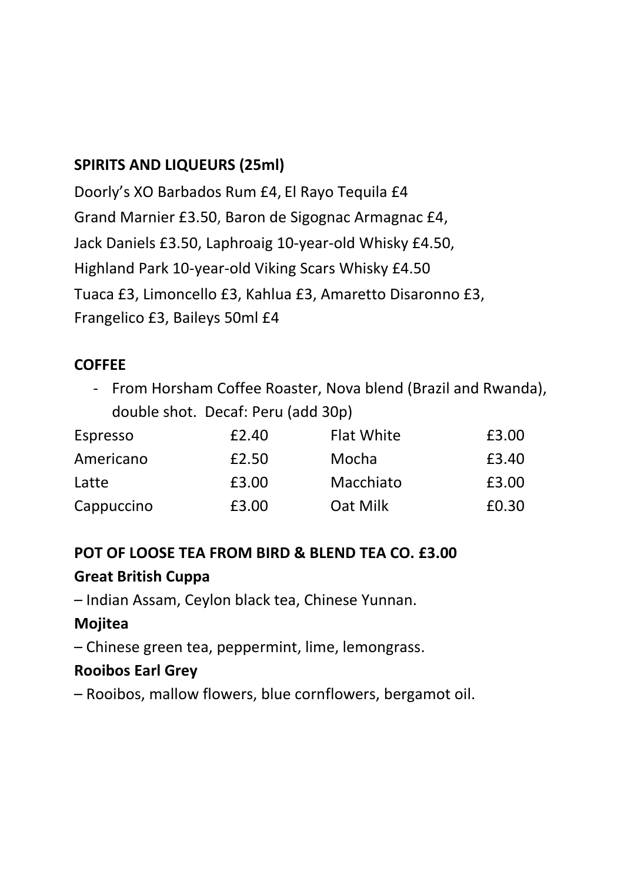**SPIRITS AND LIQUEURS (25ml)**

Doorly's XO Barbados Rum £4, El Rayo Tequila £4
Grand Marnier £3.50, Baron de Sigognac Armagnac £4,
Jack Daniels £3.50, Laphroaig 10-year-old Whisky £4.50,
Highland Park 10-year-old Viking Scars Whisky £4.50
Tuaca £3, Limoncello £3, Kahlua £3, Amaretto Disaronno £3,
Frangelico £3, Baileys 50ml £4

**COFFEE**

- From Horsham Coffee Roaster, Nova blend (Brazil and Rwanda), double shot. Decaf: Peru (add 30p)

| | | | |
|---|---|---|---|
| Espresso | £2.40 | Flat White | £3.00 |
| Americano | £2.50 | Mocha | £3.40 |
| Latte | £3.00 | Macchiato | £3.00 |
| Cappuccino | £3.00 | Oat Milk | £0.30 |

**POT OF LOOSE TEA FROM BIRD & BLEND TEA CO. £3.00**

**Great British Cuppa**

– Indian Assam, Ceylon black tea, Chinese Yunnan.

**Mojitea**

– Chinese green tea, peppermint, lime, lemongrass.

**Rooibos Earl Grey**

– Rooibos, mallow flowers, blue cornflowers, bergamot oil.